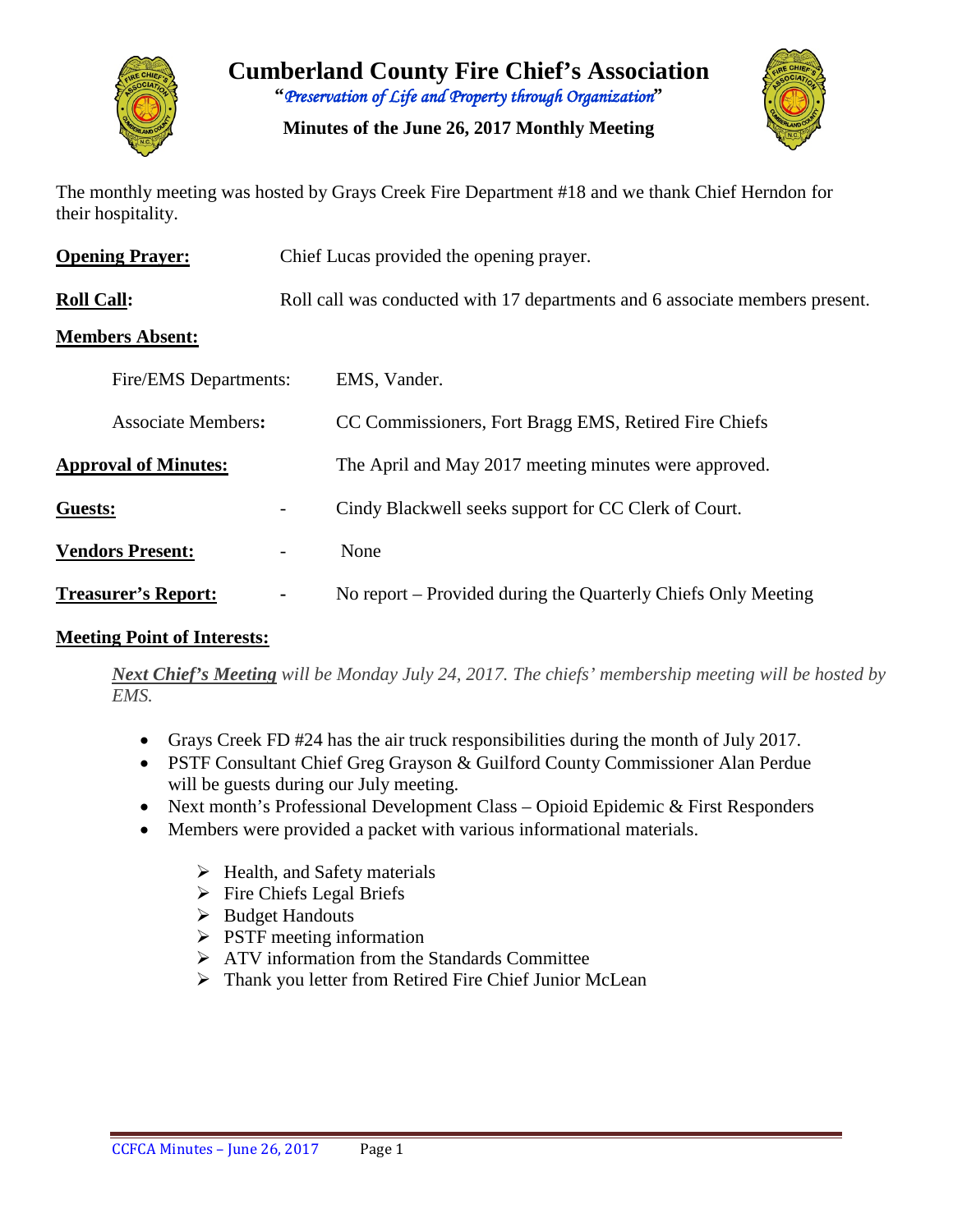# Cumberland County Fire Chief's Association

"*Preservation of Life and Property through Organization*"

**Minutes of the June 26, 2017 Monthly Meeting**

The monthly meeting was hosted by Grays Creek Fire Department #18 and we thank Chief Herndon for their hospitality.

**Opening Prayer:** Chief Lucas provided the opening prayer.

**Roll Call:** Roll call was conducted with 17 departments and 6 associate members present.

**Members Absent:**

Fire/EMS Departments: EMS, Vander.

Associate Members: CC Commissioners, Fort Bragg EMS, Retired Fire Chiefs

**Approval of Minutes:** The April and May 2017 meeting minutes were approved.

**Guests:** - Cindy Blackwell seeks support for CC Clerk of Court.

**Vendors Present:** - None

**Treasurer's Report:** - No report – Provided during the Quarterly Chiefs Only Meeting

**Meeting Point of Interests:**

***Next Chief's Meeting*** *will be Monday July 24, 2017. The chiefs' membership meeting will be hosted by EMS.*

- Grays Creek FD #24 has the air truck responsibilities during the month of July 2017.
- PSTF Consultant Chief Greg Grayson & Guilford County Commissioner Alan Perdue will be guests during our July meeting.
- Next month's Professional Development Class – Opioid Epidemic & First Responders
- Members were provided a packet with various informational materials.
  - Health, and Safety materials
  - Fire Chiefs Legal Briefs
  - Budget Handouts
  - PSTF meeting information
  - ATV information from the Standards Committee
  - Thank you letter from Retired Fire Chief Junior McLean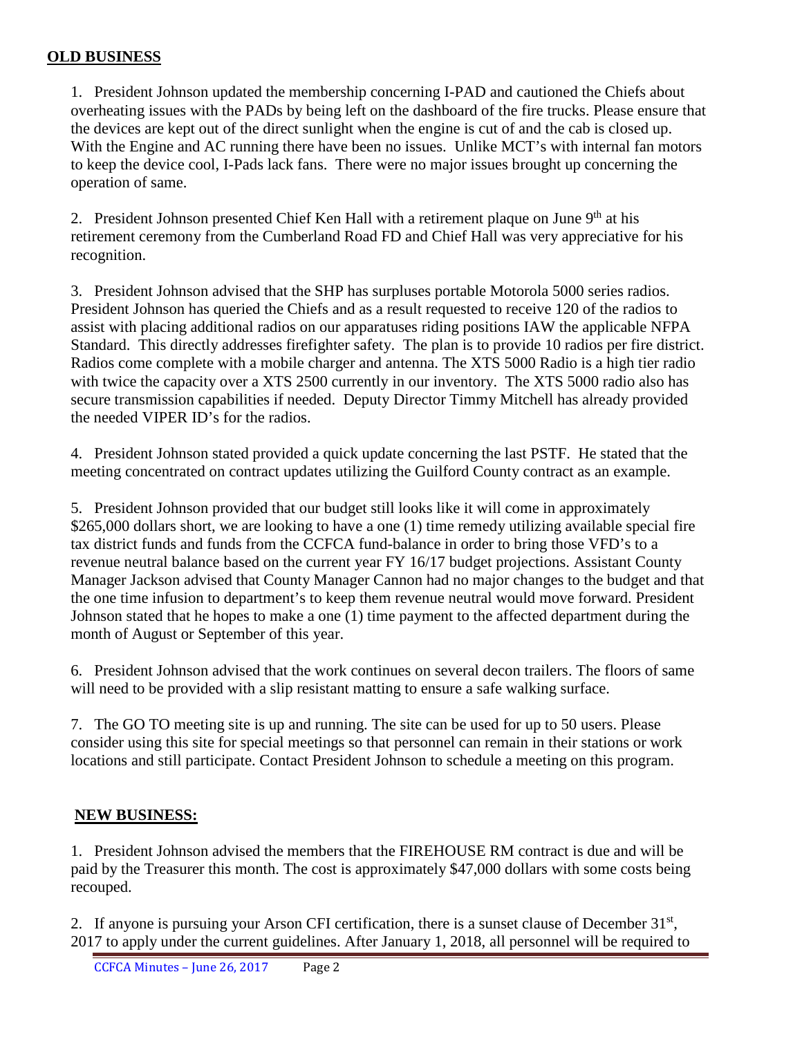## OLD BUSINESS

1. President Johnson updated the membership concerning I-PAD and cautioned the Chiefs about overheating issues with the PADs by being left on the dashboard of the fire trucks. Please ensure that the devices are kept out of the direct sunlight when the engine is cut of and the cab is closed up. With the Engine and AC running there have been no issues. Unlike MCT's with internal fan motors to keep the device cool, I-Pads lack fans. There were no major issues brought up concerning the operation of same.

2. President Johnson presented Chief Ken Hall with a retirement plaque on June 9th at his retirement ceremony from the Cumberland Road FD and Chief Hall was very appreciative for his recognition.

3. President Johnson advised that the SHP has surpluses portable Motorola 5000 series radios. President Johnson has queried the Chiefs and as a result requested to receive 120 of the radios to assist with placing additional radios on our apparatuses riding positions IAW the applicable NFPA Standard. This directly addresses firefighter safety. The plan is to provide 10 radios per fire district. Radios come complete with a mobile charger and antenna. The XTS 5000 Radio is a high tier radio with twice the capacity over a XTS 2500 currently in our inventory. The XTS 5000 radio also has secure transmission capabilities if needed. Deputy Director Timmy Mitchell has already provided the needed VIPER ID's for the radios.

4. President Johnson stated provided a quick update concerning the last PSTF. He stated that the meeting concentrated on contract updates utilizing the Guilford County contract as an example.

5. President Johnson provided that our budget still looks like it will come in approximately $265,000 dollars short, we are looking to have a one (1) time remedy utilizing available special fire tax district funds and funds from the CCFCA fund-balance in order to bring those VFD's to a revenue neutral balance based on the current year FY 16/17 budget projections. Assistant County Manager Jackson advised that County Manager Cannon had no major changes to the budget and that the one time infusion to department's to keep them revenue neutral would move forward. President Johnson stated that he hopes to make a one (1) time payment to the affected department during the month of August or September of this year.

6. President Johnson advised that the work continues on several decon trailers. The floors of same will need to be provided with a slip resistant matting to ensure a safe walking surface.

7. The GO TO meeting site is up and running. The site can be used for up to 50 users. Please consider using this site for special meetings so that personnel can remain in their stations or work locations and still participate. Contact President Johnson to schedule a meeting on this program.

## NEW BUSINESS:

1. President Johnson advised the members that the FIREHOUSE RM contract is due and will be paid by the Treasurer this month. The cost is approximately $47,000 dollars with some costs being recouped.

2. If anyone is pursuing your Arson CFI certification, there is a sunset clause of December 31st, 2017 to apply under the current guidelines. After January 1, 2018, all personnel will be required to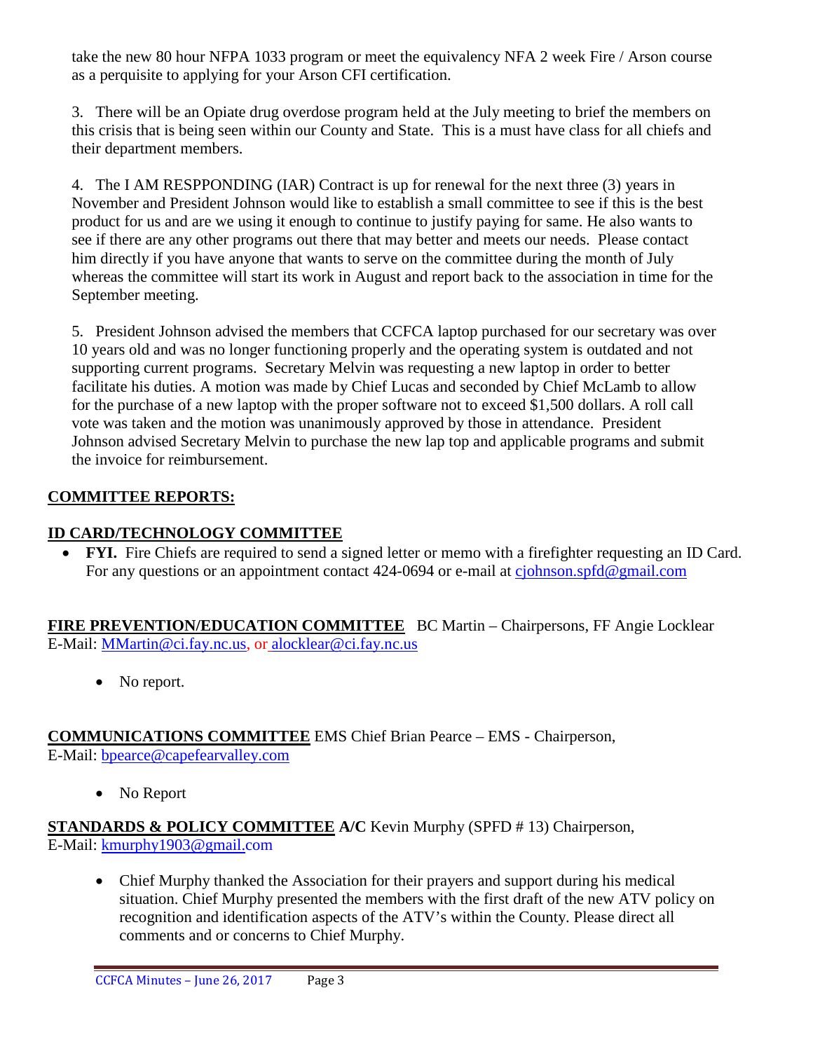take the new 80 hour NFPA 1033 program or meet the equivalency NFA 2 week Fire / Arson course as a perquisite to applying for your Arson CFI certification.

3. There will be an Opiate drug overdose program held at the July meeting to brief the members on this crisis that is being seen within our County and State. This is a must have class for all chiefs and their department members.

4. The I AM RESPPONDING (IAR) Contract is up for renewal for the next three (3) years in November and President Johnson would like to establish a small committee to see if this is the best product for us and are we using it enough to continue to justify paying for same. He also wants to see if there are any other programs out there that may better and meets our needs. Please contact him directly if you have anyone that wants to serve on the committee during the month of July whereas the committee will start its work in August and report back to the association in time for the September meeting.

5. President Johnson advised the members that CCFCA laptop purchased for our secretary was over 10 years old and was no longer functioning properly and the operating system is outdated and not supporting current programs. Secretary Melvin was requesting a new laptop in order to better facilitate his duties. A motion was made by Chief Lucas and seconded by Chief McLamb to allow for the purchase of a new laptop with the proper software not to exceed $1,500 dollars. A roll call vote was taken and the motion was unanimously approved by those in attendance. President Johnson advised Secretary Melvin to purchase the new lap top and applicable programs and submit the invoice for reimbursement.

## COMMITTEE REPORTS:

### ID CARD/TECHNOLOGY COMMITTEE

- **FYI.** Fire Chiefs are required to send a signed letter or memo with a firefighter requesting an ID Card. For any questions or an appointment contact 424-0694 or e-mail at cjohnson.spfd@gmail.com

**FIRE PREVENTION/EDUCATION COMMITTEE** BC Martin – Chairpersons, FF Angie Locklear
E-Mail: MMartin@ci.fay.nc.us, or alocklear@ci.fay.nc.us

- No report.

**COMMUNICATIONS COMMITTEE** EMS Chief Brian Pearce – EMS - Chairperson,
E-Mail: bpearce@capefearvalley.com

- No Report

**STANDARDS & POLICY COMMITTEE A/C** Kevin Murphy (SPFD # 13) Chairperson,
E-Mail: kmurphy1903@gmail.com

- Chief Murphy thanked the Association for their prayers and support during his medical situation. Chief Murphy presented the members with the first draft of the new ATV policy on recognition and identification aspects of the ATV's within the County. Please direct all comments and or concerns to Chief Murphy.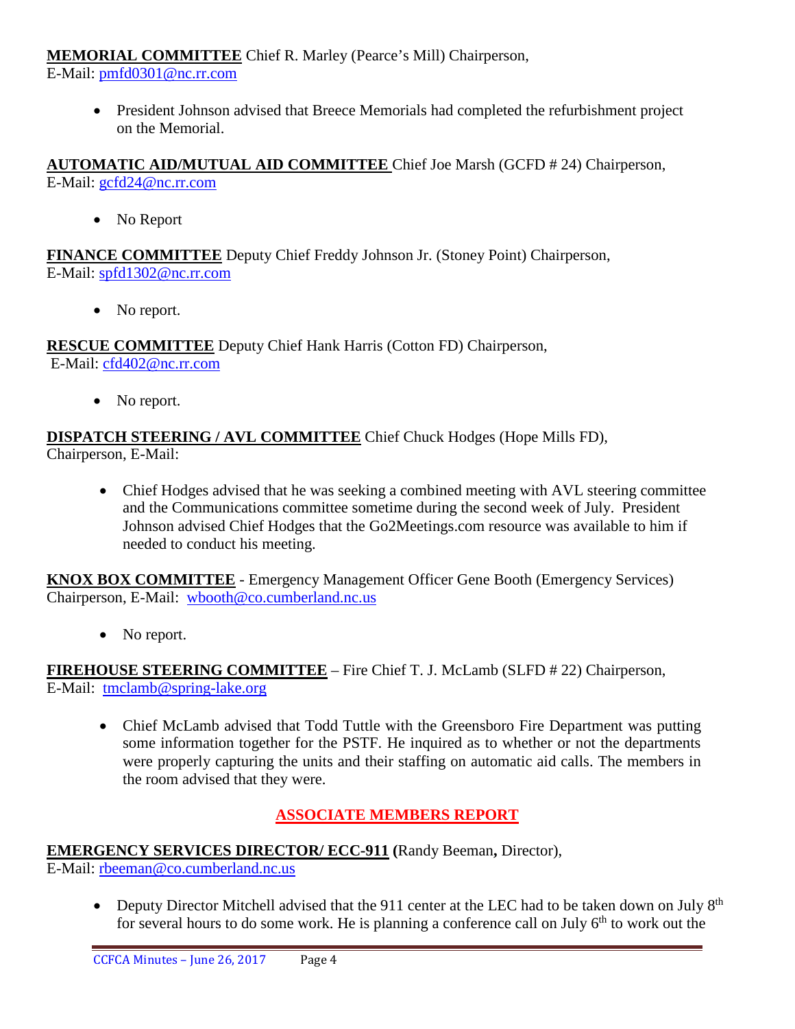**MEMORIAL COMMITTEE** Chief R. Marley (Pearce's Mill) Chairperson, E-Mail: pmfd0301@nc.rr.com

- President Johnson advised that Breece Memorials had completed the refurbishment project on the Memorial.

**AUTOMATIC AID/MUTUAL AID COMMITTEE** Chief Joe Marsh (GCFD # 24) Chairperson, E-Mail: gcfd24@nc.rr.com

- No Report

**FINANCE COMMITTEE** Deputy Chief Freddy Johnson Jr. (Stoney Point) Chairperson, E-Mail: spfd1302@nc.rr.com

- No report.

**RESCUE COMMITTEE** Deputy Chief Hank Harris (Cotton FD) Chairperson, E-Mail: cfd402@nc.rr.com

- No report.

**DISPATCH STEERING / AVL COMMITTEE** Chief Chuck Hodges (Hope Mills FD), Chairperson, E-Mail:

- Chief Hodges advised that he was seeking a combined meeting with AVL steering committee and the Communications committee sometime during the second week of July. President Johnson advised Chief Hodges that the Go2Meetings.com resource was available to him if needed to conduct his meeting.

**KNOX BOX COMMITTEE** - Emergency Management Officer Gene Booth (Emergency Services) Chairperson, E-Mail: wbooth@co.cumberland.nc.us

- No report.

**FIREHOUSE STEERING COMMITTEE** – Fire Chief T. J. McLamb (SLFD # 22) Chairperson, E-Mail: tmclamb@spring-lake.org

- Chief McLamb advised that Todd Tuttle with the Greensboro Fire Department was putting some information together for the PSTF. He inquired as to whether or not the departments were properly capturing the units and their staffing on automatic aid calls. The members in the room advised that they were.

## ASSOCIATE MEMBERS REPORT

**EMERGENCY SERVICES DIRECTOR/ ECC-911 (**Randy Beeman**,** Director), E-Mail: rbeeman@co.cumberland.nc.us

- Deputy Director Mitchell advised that the 911 center at the LEC had to be taken down on July 8th for several hours to do some work. He is planning a conference call on July 6th to work out the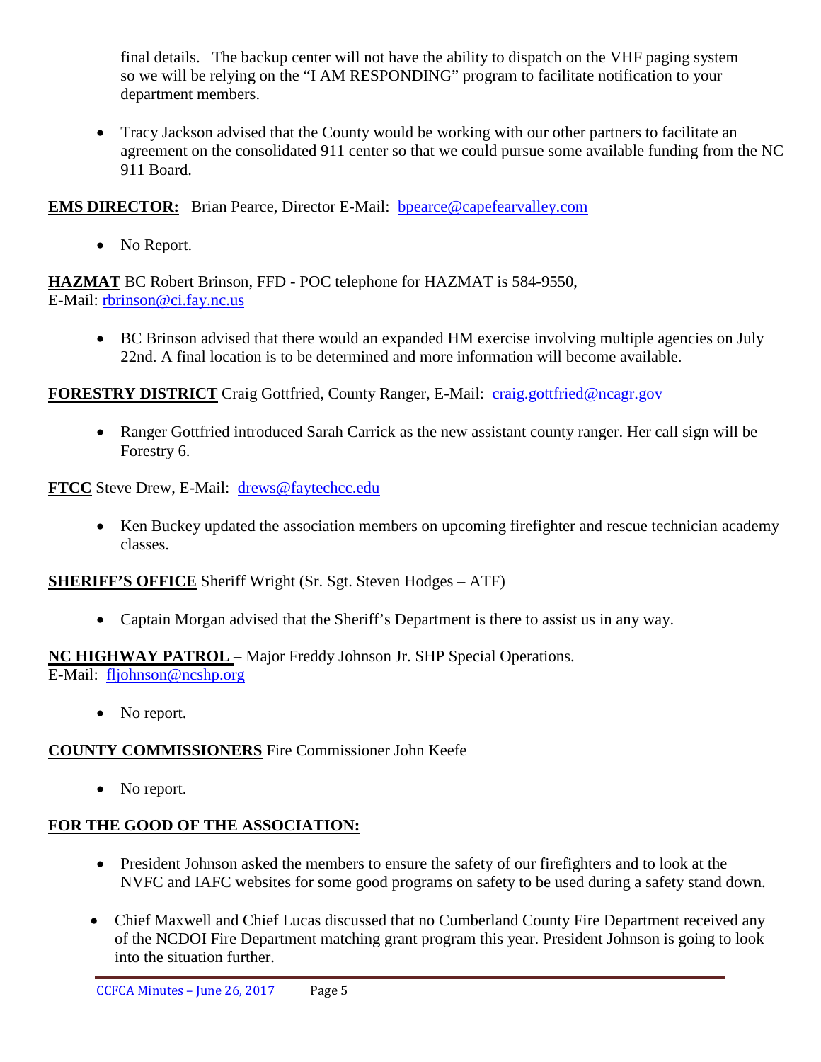final details. The backup center will not have the ability to dispatch on the VHF paging system so we will be relying on the "I AM RESPONDING" program to facilitate notification to your department members.

- Tracy Jackson advised that the County would be working with our other partners to facilitate an agreement on the consolidated 911 center so that we could pursue some available funding from the NC 911 Board.

**EMS DIRECTOR:** Brian Pearce, Director E-Mail: bpearce@capefearvalley.com

- No Report.

**HAZMAT** BC Robert Brinson, FFD - POC telephone for HAZMAT is 584-9550, E-Mail: rbrinson@ci.fay.nc.us

- BC Brinson advised that there would an expanded HM exercise involving multiple agencies on July 22nd. A final location is to be determined and more information will become available.

**FORESTRY DISTRICT** Craig Gottfried, County Ranger, E-Mail: craig.gottfried@ncagr.gov

- Ranger Gottfried introduced Sarah Carrick as the new assistant county ranger. Her call sign will be Forestry 6.

**FTCC** Steve Drew, E-Mail: drews@faytechcc.edu

- Ken Buckey updated the association members on upcoming firefighter and rescue technician academy classes.

**SHERIFF'S OFFICE** Sheriff Wright (Sr. Sgt. Steven Hodges – ATF)

- Captain Morgan advised that the Sheriff's Department is there to assist us in any way.

**NC HIGHWAY PATROL** – Major Freddy Johnson Jr. SHP Special Operations. E-Mail: fljohnson@ncshp.org

- No report.

**COUNTY COMMISSIONERS** Fire Commissioner John Keefe

- No report.

**FOR THE GOOD OF THE ASSOCIATION:**

- President Johnson asked the members to ensure the safety of our firefighters and to look at the NVFC and IAFC websites for some good programs on safety to be used during a safety stand down.
- Chief Maxwell and Chief Lucas discussed that no Cumberland County Fire Department received any of the NCDOI Fire Department matching grant program this year. President Johnson is going to look into the situation further.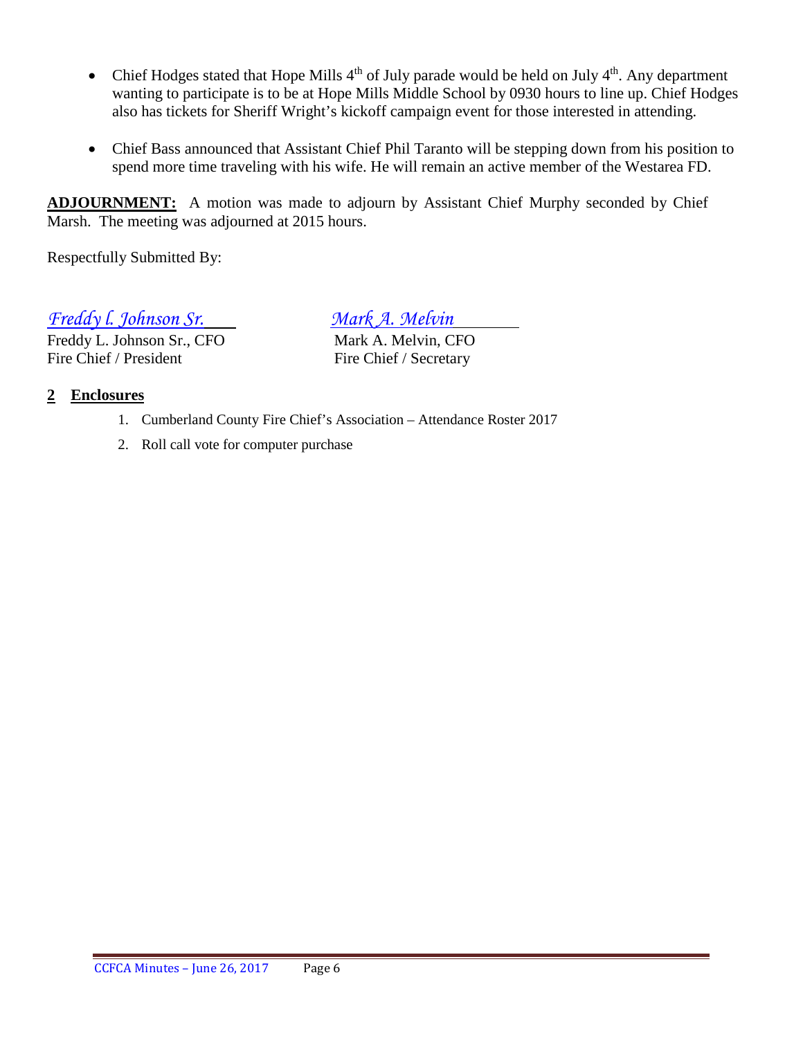- Chief Hodges stated that Hope Mills 4th of July parade would be held on July 4th. Any department wanting to participate is to be at Hope Mills Middle School by 0930 hours to line up. Chief Hodges also has tickets for Sheriff Wright's kickoff campaign event for those interested in attending.

- Chief Bass announced that Assistant Chief Phil Taranto will be stepping down from his position to spend more time traveling with his wife. He will remain an active member of the Westarea FD.

**ADJOURNMENT:** A motion was made to adjourn by Assistant Chief Murphy seconded by Chief Marsh. The meeting was adjourned at 2015 hours.

Respectfully Submitted By:

*Freddy l. Johnson Sr.*
Freddy L. Johnson Sr., CFO
Fire Chief / President

*Mark A. Melvin*
Mark A. Melvin, CFO
Fire Chief / Secretary

**2 Enclosures**

1. Cumberland County Fire Chief's Association – Attendance Roster 2017
2. Roll call vote for computer purchase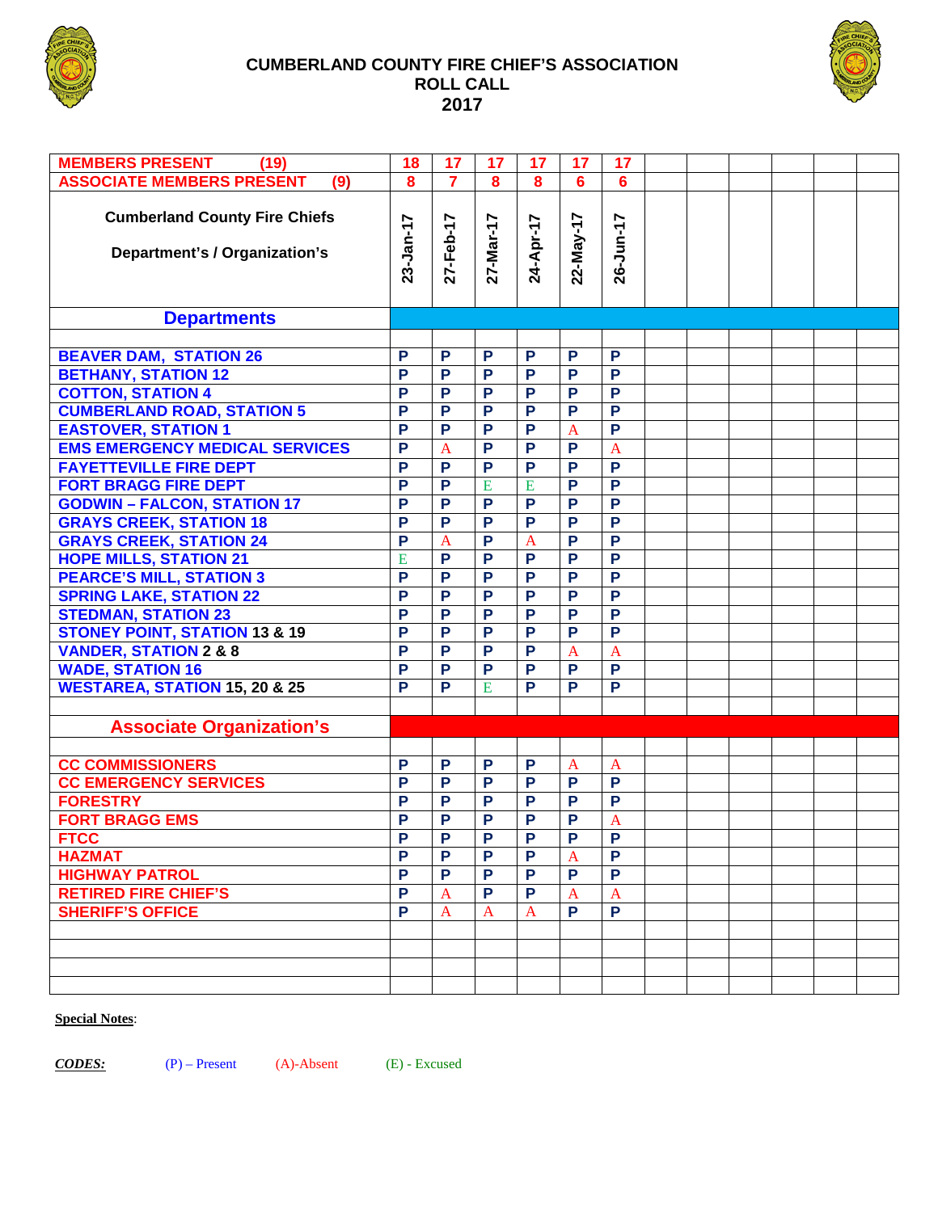# CUMBERLAND COUNTY FIRE CHIEF'S ASSOCIATION
## ROLL CALL
## 2017

| MEMBERS PRESENT (19) | 18 | 17 | 17 | 17 | 17 | 17 | | | | | | |
|---|---|---|---|---|---|---|---|---|---|---|---|---|
| ASSOCIATE MEMBERS PRESENT (9) | 8 | 7 | 8 | 8 | 6 | 6 | | | | | | |
| Cumberland County Fire Chiefs Department's / Organization's | 23-Jan-17 | 27-Feb-17 | 27-Mar-17 | 24-Apr-17 | 22-May-17 | 26-Jun-17 | | | | | | |
| **Departments** | | | | | | | | | | | | |
| | | | | | | | | | | | | |
| BEAVER DAM, STATION 26 | P | P | P | P | P | P | | | | | | |
| BETHANY, STATION 12 | P | P | P | P | P | P | | | | | | |
| COTTON, STATION 4 | P | P | P | P | P | P | | | | | | |
| CUMBERLAND ROAD, STATION 5 | P | P | P | P | P | P | | | | | | |
| EASTOVER, STATION 1 | P | P | P | P | A | P | | | | | | |
| EMS EMERGENCY MEDICAL SERVICES | P | A | P | P | P | A | | | | | | |
| FAYETTEVILLE FIRE DEPT | P | P | P | P | P | P | | | | | | |
| FORT BRAGG FIRE DEPT | P | P | E | E | P | P | | | | | | |
| GODWIN – FALCON, STATION 17 | P | P | P | P | P | P | | | | | | |
| GRAYS CREEK, STATION 18 | P | P | P | P | P | P | | | | | | |
| GRAYS CREEK, STATION 24 | P | A | P | A | P | P | | | | | | |
| HOPE MILLS, STATION 21 | E | P | P | P | P | P | | | | | | |
| PEARCE'S MILL, STATION 3 | P | P | P | P | P | P | | | | | | |
| SPRING LAKE, STATION 22 | P | P | P | P | P | P | | | | | | |
| STEDMAN, STATION 23 | P | P | P | P | P | P | | | | | | |
| STONEY POINT, STATION 13 & 19 | P | P | P | P | P | P | | | | | | |
| VANDER, STATION 2 & 8 | P | P | P | P | A | A | | | | | | |
| WADE, STATION 16 | P | P | P | P | P | P | | | | | | |
| WESTAREA, STATION 15, 20 & 25 | P | P | E | P | P | P | | | | | | |
| | | | | | | | | | | | | |
| **Associate Organization's** | | | | | | | | | | | | |
| | | | | | | | | | | | | |
| CC COMMISSIONERS | P | P | P | P | A | A | | | | | | |
| CC EMERGENCY SERVICES | P | P | P | P | P | P | | | | | | |
| FORESTRY | P | P | P | P | P | P | | | | | | |
| FORT BRAGG EMS | P | P | P | P | P | A | | | | | | |
| FTCC | P | P | P | P | P | P | | | | | | |
| HAZMAT | P | P | P | P | A | P | | | | | | |
| HIGHWAY PATROL | P | P | P | P | P | P | | | | | | |
| RETIRED FIRE CHIEF'S | P | A | P | P | A | A | | | | | | |
| SHERIFF'S OFFICE | P | A | A | A | P | P | | | | | | |
| | | | | | | | | | | | | |
| | | | | | | | | | | | | |
| | | | | | | | | | | | | |
| | | | | | | | | | | | | |

**Special Notes**:

***CODES:*** (P) – Present (A)-Absent (E) - Excused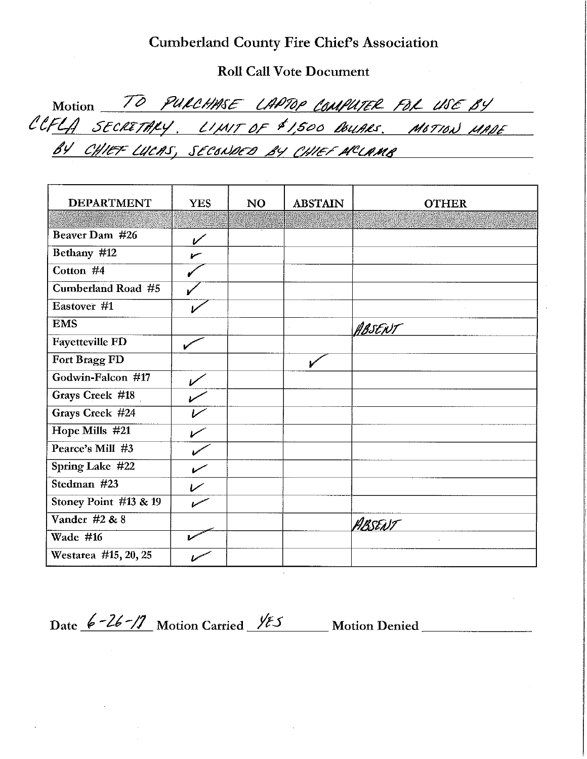# Cumberland County Fire Chief's Association

## Roll Call Vote Document

Motion TO PURCHASE LAPTOP COMPUTER FOR USE BY CCFCA SECRETARY. LIMIT OF $1,500 DOLLARS. MOTION MADE BY CHIEF LUCAS, SECONDED BY CHIEF MCLAMB

| DEPARTMENT | YES | NO | ABSTAIN | OTHER |
|---|---|---|---|---|
| Beaver Dam #26 | ✓ | | | |
| Bethany #12 | ✓ | | | |
| Cotton #4 | ✓ | | | |
| Cumberland Road #5 | ✓ | | | |
| Eastover #1 | ✓ | | | |
| EMS | | | | ABSENT |
| Fayetteville FD | ✓ | | | |
| Fort Bragg FD | | | ✓ | |
| Godwin-Falcon #17 | ✓ | | | |
| Grays Creek #18 | ✓ | | | |
| Grays Creek #24 | ✓ | | | |
| Hope Mills #21 | ✓ | | | |
| Pearce's Mill #3 | ✓ | | | |
| Spring Lake #22 | ✓ | | | |
| Stedman #23 | ✓ | | | |
| Stoney Point #13 & 19 | ✓ | | | |
| Vander #2 & 8 | | | | ABSENT |
| Wade #16 | ✓ | | | |
| Westarea #15, 20, 25 | ✓ | | | |

Date 6-26-17 Motion Carried YES Motion Denied ______